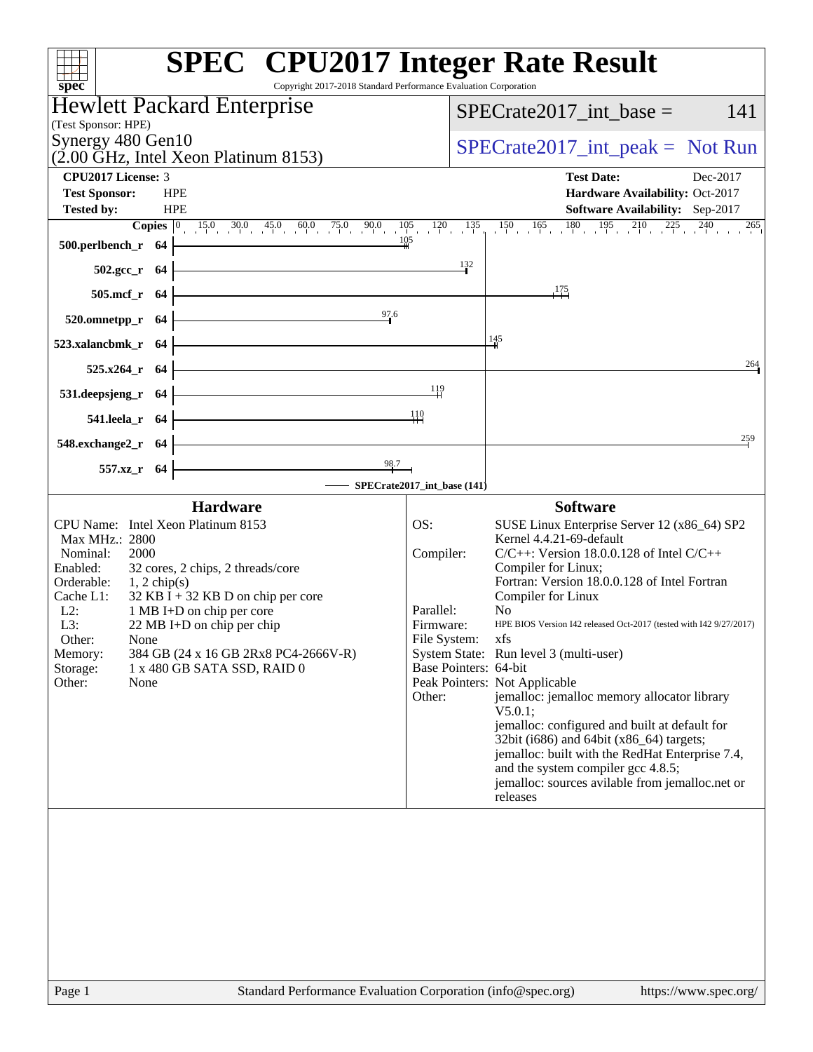# SPEC CPU2017 Integer Rate Result

Copyright 2017-2018 Standard Performance Evaluation Corporation

**Hewlett Packard Enterprise**
(Test Sponsor: HPE)
Synergy 480 Gen10
(2.00 GHz, Intel Xeon Platinum 8153)

SPECrate2017_int_base = 141

SPECrate2017_int_peak = Not Run

| | | | |
|---|---|---|---|
| **CPU2017 License:** | 3 | **Test Date:** | Dec-2017 |
| **Test Sponsor:** | HPE | **Hardware Availability:** | Oct-2017 |
| **Tested by:** | HPE | **Software Availability:** | Sep-2017 |

| Benchmark | Copies | Base Ratio |
|---|---|---|
| 500.perlbench_r | 64 | 105 |
| 502.gcc_r | 64 | 132 |
| 505.mcf_r | 64 | 175 |
| 520.omnetpp_r | 64 | 97.6 |
| 523.xalancbmk_r | 64 | 145 |
| 525.x264_r | 64 | 264 |
| 531.deepsjeng_r | 64 | 119 |
| 541.leela_r | 64 | 110 |
| 548.exchange2_r | 64 | 259 |
| 557.xz_r | 64 | 98.7 |

SPECrate2017_int_base (141)

## Hardware

| | |
|---|---|
| CPU Name: | Intel Xeon Platinum 8153 |
| Max MHz.: | 2800 |
| Nominal: | 2000 |
| Enabled: | 32 cores, 2 chips, 2 threads/core |
| Orderable: | 1, 2 chip(s) |
| Cache L1: | 32 KB I + 32 KB D on chip per core |
| L2: | 1 MB I+D on chip per core |
| L3: | 22 MB I+D on chip per chip |
| Other: | None |
| Memory: | 384 GB (24 x 16 GB 2Rx8 PC4-2666V-R) |
| Storage: | 1 x 480 GB SATA SSD, RAID 0 |
| Other: | None |

## Software

| | |
|---|---|
| OS: | SUSE Linux Enterprise Server 12 (x86_64) SP2 Kernel 4.4.21-69-default |
| Compiler: | C/C++: Version 18.0.0.128 of Intel C/C++ Compiler for Linux; Fortran: Version 18.0.0.128 of Intel Fortran Compiler for Linux |
| Parallel: | No |
| Firmware: | HPE BIOS Version I42 released Oct-2017 (tested with I42 9/27/2017) |
| File System: | xfs |
| System State: | Run level 3 (multi-user) |
| Base Pointers: | 64-bit |
| Peak Pointers: | Not Applicable |
| Other: | jemalloc: jemalloc memory allocator library V5.0.1; jemalloc: configured and built at default for 32bit (i686) and 64bit (x86_64) targets; jemalloc: built with the RedHat Enterprise 7.4, and the system compiler gcc 4.8.5; jemalloc: sources avilable from jemalloc.net or releases |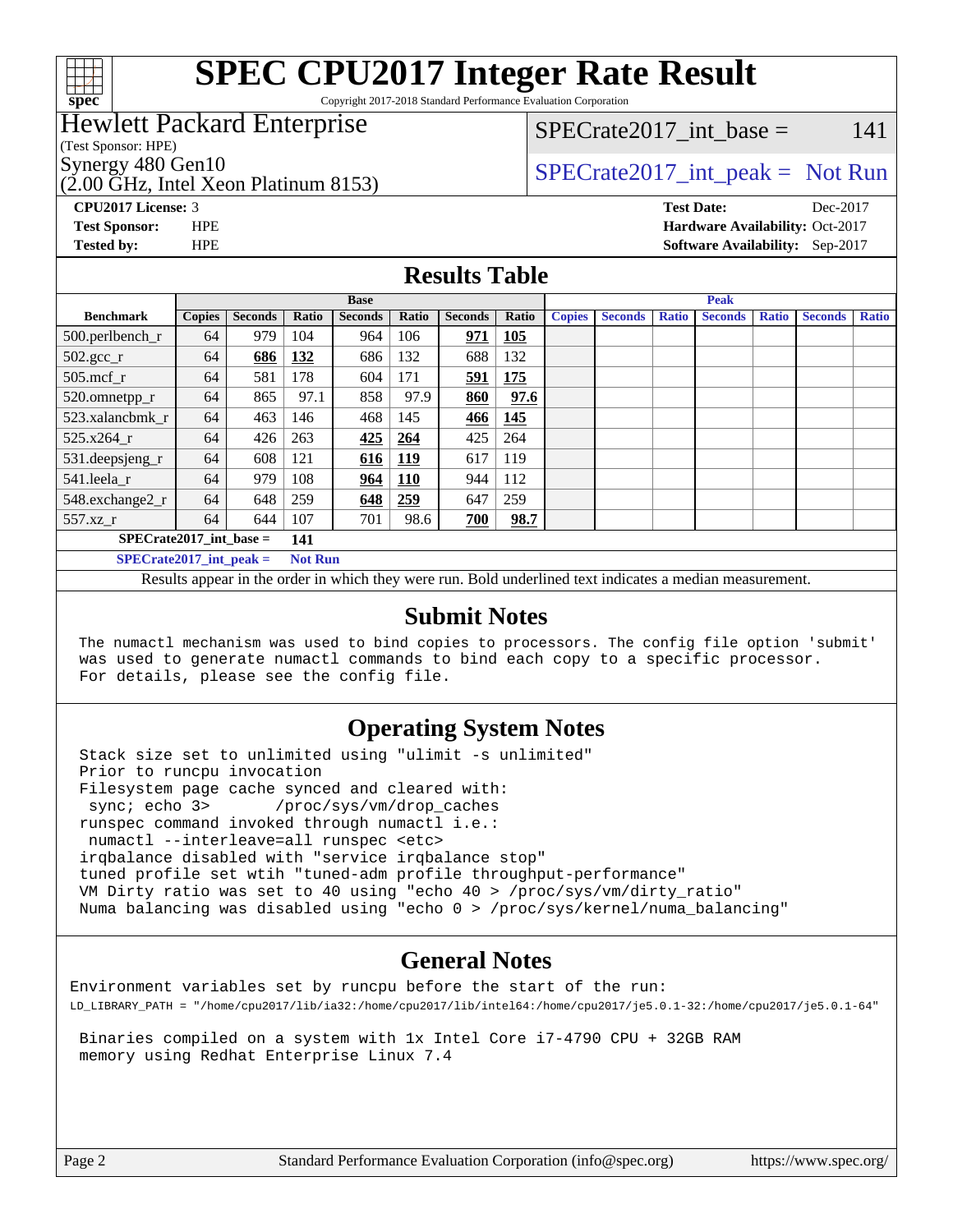# SPEC CPU2017 Integer Rate Result

Copyright 2017-2018 Standard Performance Evaluation Corporation

## Hewlett Packard Enterprise

(Test Sponsor: HPE)

Synergy 480 Gen10

(2.00 GHz, Intel Xeon Platinum 8153)

SPECrate2017_int_base = 141

SPECrate2017_int_peak = Not Run

**CPU2017 License:** 3

**Test Sponsor:** HPE

**Tested by:** HPE

**Test Date:** Dec-2017

**Hardware Availability:** Oct-2017

**Software Availability:** Sep-2017

## Results Table

| | Base | | | | | | | Peak | | | | | | |
|---|---|---|---|---|---|---|---|---|---|---|---|---|---|---|
| **Benchmark** | **Copies** | **Seconds** | **Ratio** | **Seconds** | **Ratio** | **Seconds** | **Ratio** | **Copies** | **Seconds** | **Ratio** | **Seconds** | **Ratio** | **Seconds** | **Ratio** |
| 500.perlbench_r | 64 | 979 | 104 | 964 | 106 | **971** | **105** | | | | | | | |
| 502.gcc_r | 64 | **686** | **132** | 686 | 132 | 688 | 132 | | | | | | | |
| 505.mcf_r | 64 | 581 | 178 | 604 | 171 | **591** | **175** | | | | | | | |
| 520.omnetpp_r | 64 | 865 | 97.1 | 858 | 97.9 | **860** | **97.6** | | | | | | | |
| 523.xalancbmk_r | 64 | 463 | 146 | 468 | 145 | **466** | **145** | | | | | | | |
| 525.x264_r | 64 | 426 | 263 | **425** | **264** | 425 | 264 | | | | | | | |
| 531.deepsjeng_r | 64 | 608 | 121 | **616** | **119** | 617 | 119 | | | | | | | |
| 541.leela_r | 64 | 979 | 108 | **964** | **110** | 944 | 112 | | | | | | | |
| 548.exchange2_r | 64 | 648 | 259 | **648** | **259** | 647 | 259 | | | | | | | |
| 557.xz_r | 64 | 644 | 107 | 701 | 98.6 | **700** | **98.7** | | | | | | | |

**SPECrate2017_int_base = 141**

**SPECrate2017_int_peak = Not Run**

Results appear in the order in which they were run. Bold underlined text indicates a median measurement.

## Submit Notes

```
The numactl mechanism was used to bind copies to processors. The config file option 'submit'
was used to generate numactl commands to bind each copy to a specific processor.
For details, please see the config file.
```

## Operating System Notes

```
Stack size set to unlimited using "ulimit -s unlimited"
Prior to runcpu invocation
Filesystem page cache synced and cleared with:
 sync; echo 3>       /proc/sys/vm/drop_caches
runspec command invoked through numactl i.e.:
 numactl --interleave=all runspec <etc>
irqbalance disabled with "service irqbalance stop"
tuned profile set wtih "tuned-adm profile throughput-performance"
VM Dirty ratio was set to 40 using "echo 40 > /proc/sys/vm/dirty_ratio"
Numa balancing was disabled using "echo 0 > /proc/sys/kernel/numa_balancing"
```

## General Notes

```
Environment variables set by runcpu before the start of the run:
LD_LIBRARY_PATH = "/home/cpu2017/lib/ia32:/home/cpu2017/lib/intel64:/home/cpu2017/je5.0.1-32:/home/cpu2017/je5.0.1-64"

 Binaries compiled on a system with 1x Intel Core i7-4790 CPU + 32GB RAM
 memory using Redhat Enterprise Linux 7.4
```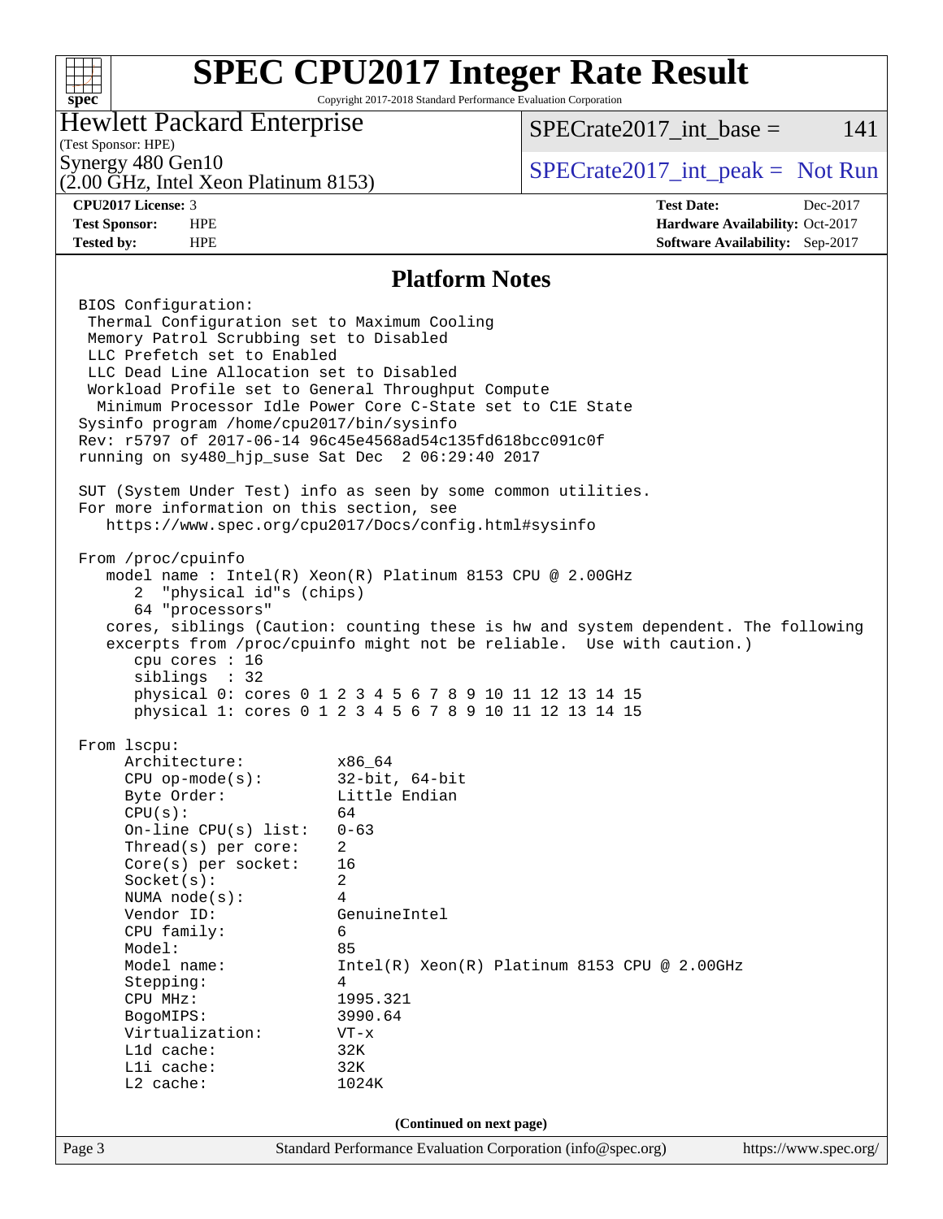# SPEC CPU2017 Integer Rate Result

Copyright 2017-2018 Standard Performance Evaluation Corporation

**Hewlett Packard Enterprise**
(Test Sponsor: HPE)
Synergy 480 Gen10
(2.00 GHz, Intel Xeon Platinum 8153)

SPECrate2017_int_base = 141

SPECrate2017_int_peak = Not Run

| | | | |
|---|---|---|---|
| **CPU2017 License:** | 3 | **Test Date:** | Dec-2017 |
| **Test Sponsor:** | HPE | **Hardware Availability:** | Oct-2017 |
| **Tested by:** | HPE | **Software Availability:** | Sep-2017 |

## Platform Notes

```
BIOS Configuration:
 Thermal Configuration set to Maximum Cooling
 Memory Patrol Scrubbing set to Disabled
 LLC Prefetch set to Enabled
 LLC Dead Line Allocation set to Disabled
 Workload Profile set to General Throughput Compute
  Minimum Processor Idle Power Core C-State set to C1E State
Sysinfo program /home/cpu2017/bin/sysinfo
Rev: r5797 of 2017-06-14 96c45e4568ad54c135fd618bcc091c0f
running on sy480_hjp_suse Sat Dec  2 06:29:40 2017

SUT (System Under Test) info as seen by some common utilities.
For more information on this section, see
   https://www.spec.org/cpu2017/Docs/config.html#sysinfo

From /proc/cpuinfo
   model name : Intel(R) Xeon(R) Platinum 8153 CPU @ 2.00GHz
      2  "physical id"s (chips)
      64 "processors"
   cores, siblings (Caution: counting these is hw and system dependent. The following
   excerpts from /proc/cpuinfo might not be reliable.  Use with caution.)
      cpu cores : 16
      siblings  : 32
      physical 0: cores 0 1 2 3 4 5 6 7 8 9 10 11 12 13 14 15
      physical 1: cores 0 1 2 3 4 5 6 7 8 9 10 11 12 13 14 15

From lscpu:
     Architecture:          x86_64
     CPU op-mode(s):        32-bit, 64-bit
     Byte Order:            Little Endian
     CPU(s):                64
     On-line CPU(s) list:   0-63
     Thread(s) per core:    2
     Core(s) per socket:    16
     Socket(s):             2
     NUMA node(s):          4
     Vendor ID:             GenuineIntel
     CPU family:            6
     Model:                 85
     Model name:            Intel(R) Xeon(R) Platinum 8153 CPU @ 2.00GHz
     Stepping:              4
     CPU MHz:               1995.321
     BogoMIPS:              3990.64
     Virtualization:        VT-x
     L1d cache:             32K
     L1i cache:             32K
     L2 cache:              1024K
```

(Continued on next page)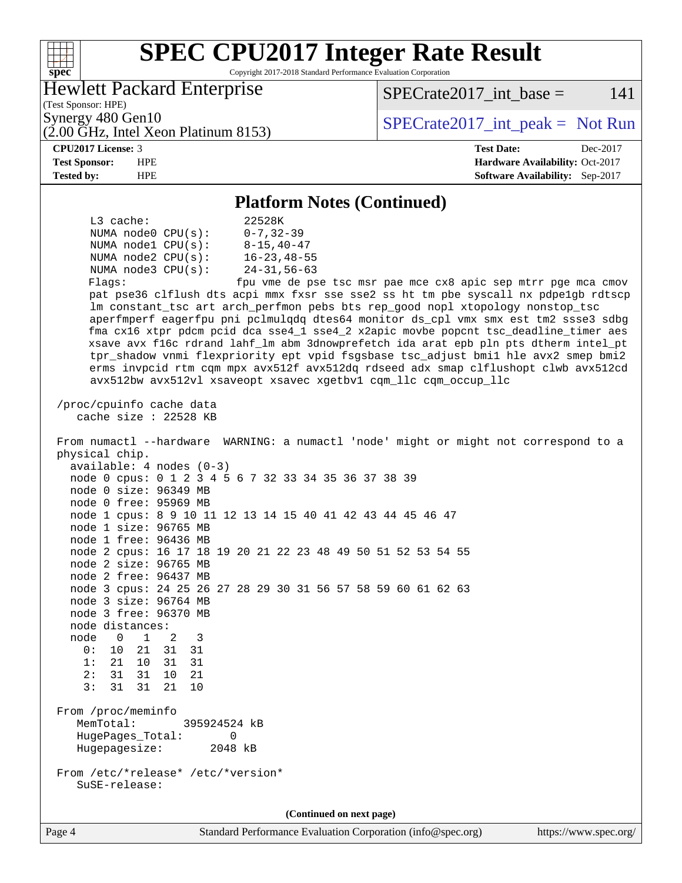# SPEC CPU2017 Integer Rate Result

Copyright 2017-2018 Standard Performance Evaluation Corporation

**Hewlett Packard Enterprise**
(Test Sponsor: HPE)
Synergy 480 Gen10
(2.00 GHz, Intel Xeon Platinum 8153)

SPECrate2017_int_base = 141

SPECrate2017_int_peak = Not Run

| | | | |
|---|---|---|---|
| **CPU2017 License:** | 3 | **Test Date:** | Dec-2017 |
| **Test Sponsor:** | HPE | **Hardware Availability:** | Oct-2017 |
| **Tested by:** | HPE | **Software Availability:** | Sep-2017 |

## Platform Notes (Continued)

```
      L3 cache:              22528K
      NUMA node0 CPU(s):     0-7,32-39
      NUMA node1 CPU(s):     8-15,40-47
      NUMA node2 CPU(s):     16-23,48-55
      NUMA node3 CPU(s):     24-31,56-63
      Flags:                 fpu vme de pse tsc msr pae mce cx8 apic sep mtrr pge mca cmov
      pat pse36 clflush dts acpi mmx fxsr sse sse2 ss ht tm pbe syscall nx pdpe1gb rdtscp
      lm constant_tsc art arch_perfmon pebs bts rep_good nopl xtopology nonstop_tsc
      aperfmperf eagerfpu pni pclmulqdq dtes64 monitor ds_cpl vmx smx est tm2 ssse3 sdbg
      fma cx16 xtpr pdcm pcid dca sse4_1 sse4_2 x2apic movbe popcnt tsc_deadline_timer aes
      xsave avx f16c rdrand lahf_lm abm 3dnowprefetch ida arat epb pln pts dtherm intel_pt
      tpr_shadow vnmi flexpriority ept vpid fsgsbase tsc_adjust bmi1 hle avx2 smep bmi2
      erms invpcid rtm cqm mpx avx512f avx512dq rdseed adx smap clflushopt clwb avx512cd
      avx512bw avx512vl xsaveopt xsavec xgetbv1 cqm_llc cqm_occup_llc

 /proc/cpuinfo cache data
    cache size : 22528 KB

 From numactl --hardware  WARNING: a numactl 'node' might or might not correspond to a
 physical chip.
   available: 4 nodes (0-3)
   node 0 cpus: 0 1 2 3 4 5 6 7 32 33 34 35 36 37 38 39
   node 0 size: 96349 MB
   node 0 free: 95969 MB
   node 1 cpus: 8 9 10 11 12 13 14 15 40 41 42 43 44 45 46 47
   node 1 size: 96765 MB
   node 1 free: 96436 MB
   node 2 cpus: 16 17 18 19 20 21 22 23 48 49 50 51 52 53 54 55
   node 2 size: 96765 MB
   node 2 free: 96437 MB
   node 3 cpus: 24 25 26 27 28 29 30 31 56 57 58 59 60 61 62 63
   node 3 size: 96764 MB
   node 3 free: 96370 MB
   node distances:
   node   0   1   2   3
     0:  10  21  31  31
     1:  21  10  31  31
     2:  31  31  10  21
     3:  31  31  21  10

 From /proc/meminfo
    MemTotal:       395924524 kB
    HugePages_Total:       0
    Hugepagesize:       2048 kB

 From /etc/*release* /etc/*version*
    SuSE-release:
```

(Continued on next page)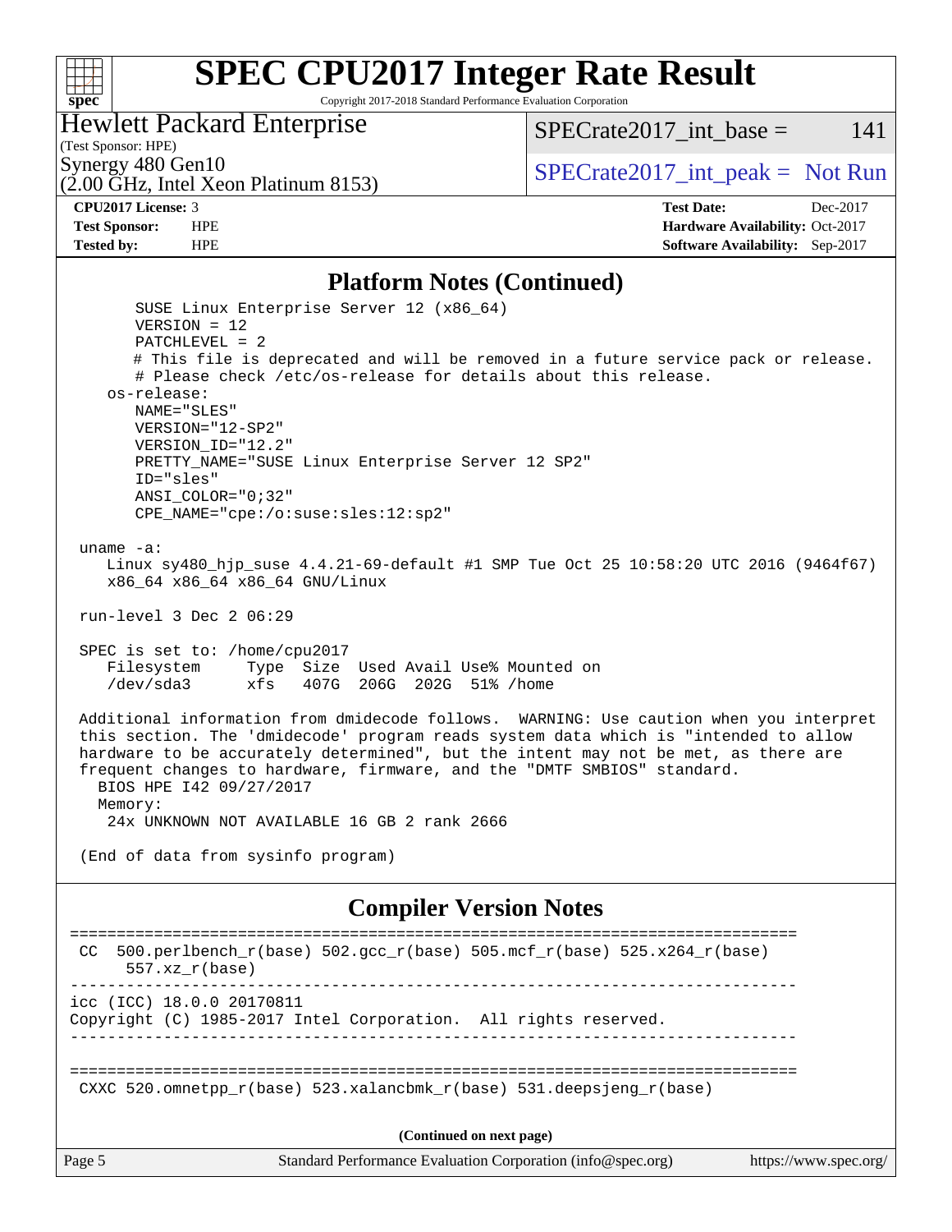## Platform Notes (Continued)

```
     SUSE Linux Enterprise Server 12 (x86_64)
     VERSION = 12
     PATCHLEVEL = 2
     # This file is deprecated and will be removed in a future service pack or release.
     # Please check /etc/os-release for details about this release.
   os-release:
     NAME="SLES"
     VERSION="12-SP2"
     VERSION_ID="12.2"
     PRETTY_NAME="SUSE Linux Enterprise Server 12 SP2"
     ID="sles"
     ANSI_COLOR="0;32"
     CPE_NAME="cpe:/o:suse:sles:12:sp2"

uname -a:
   Linux sy480_hjp_suse 4.4.21-69-default #1 SMP Tue Oct 25 10:58:20 UTC 2016 (9464f67)
   x86_64 x86_64 x86_64 GNU/Linux

run-level 3 Dec 2 06:29

SPEC is set to: /home/cpu2017
   Filesystem     Type  Size  Used Avail Use% Mounted on
   /dev/sda3      xfs   407G  206G  202G  51% /home

Additional information from dmidecode follows.  WARNING: Use caution when you interpret
this section. The 'dmidecode' program reads system data which is "intended to allow
hardware to be accurately determined", but the intent may not be met, as there are
frequent changes to hardware, firmware, and the "DMTF SMBIOS" standard.
  BIOS HPE I42 09/27/2017
  Memory:
   24x UNKNOWN NOT AVAILABLE 16 GB 2 rank 2666

(End of data from sysinfo program)
```

## Compiler Version Notes

```
==============================================================================
 CC  500.perlbench_r(base) 502.gcc_r(base) 505.mcf_r(base) 525.x264_r(base)
      557.xz_r(base)
------------------------------------------------------------------------------
icc (ICC) 18.0.0 20170811
Copyright (C) 1985-2017 Intel Corporation.  All rights reserved.
------------------------------------------------------------------------------

==============================================================================
 CXXC 520.omnetpp_r(base) 523.xalancbmk_r(base) 531.deepsjeng_r(base)
```

(Continued on next page)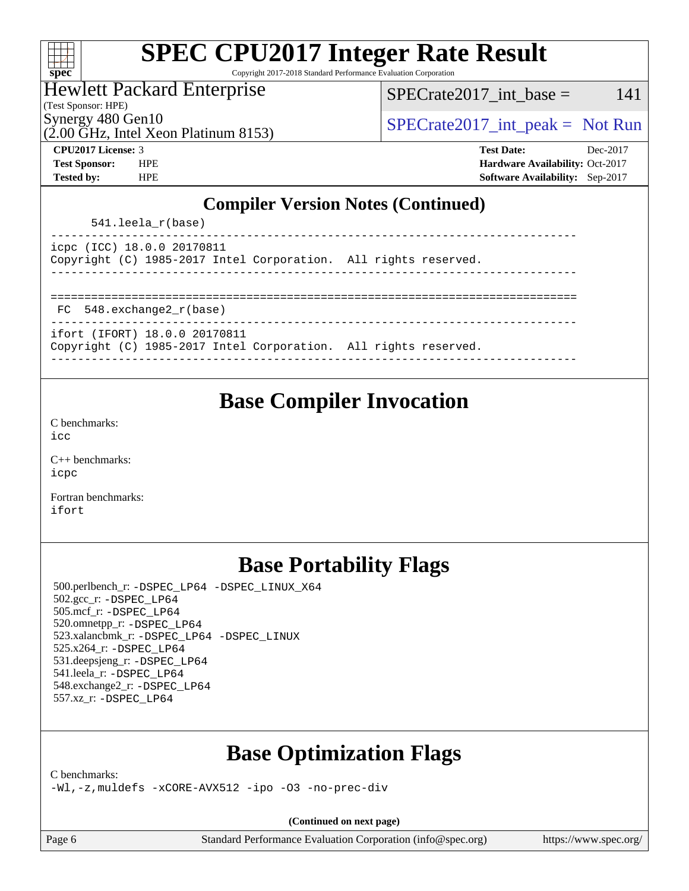## Compiler Version Notes (Continued)

```
        541.leela_r(base)
------------------------------------------------------------------------------
icpc (ICC) 18.0.0 20170811
Copyright (C) 1985-2017 Intel Corporation.  All rights reserved.
------------------------------------------------------------------------------

==============================================================================
 FC  548.exchange2_r(base)
------------------------------------------------------------------------------
ifort (IFORT) 18.0.0 20170811
Copyright (C) 1985-2017 Intel Corporation.  All rights reserved.
------------------------------------------------------------------------------
```

## Base Compiler Invocation

C benchmarks:
icc

C++ benchmarks:
icpc

Fortran benchmarks:
ifort

## Base Portability Flags

500.perlbench_r: -DSPEC_LP64 -DSPEC_LINUX_X64
502.gcc_r: -DSPEC_LP64
505.mcf_r: -DSPEC_LP64
520.omnetpp_r: -DSPEC_LP64
523.xalancbmk_r: -DSPEC_LP64 -DSPEC_LINUX
525.x264_r: -DSPEC_LP64
531.deepsjeng_r: -DSPEC_LP64
541.leela_r: -DSPEC_LP64
548.exchange2_r: -DSPEC_LP64
557.xz_r: -DSPEC_LP64

## Base Optimization Flags

C benchmarks:
-Wl,-z,muldefs -xCORE-AVX512 -ipo -O3 -no-prec-div

**(Continued on next page)**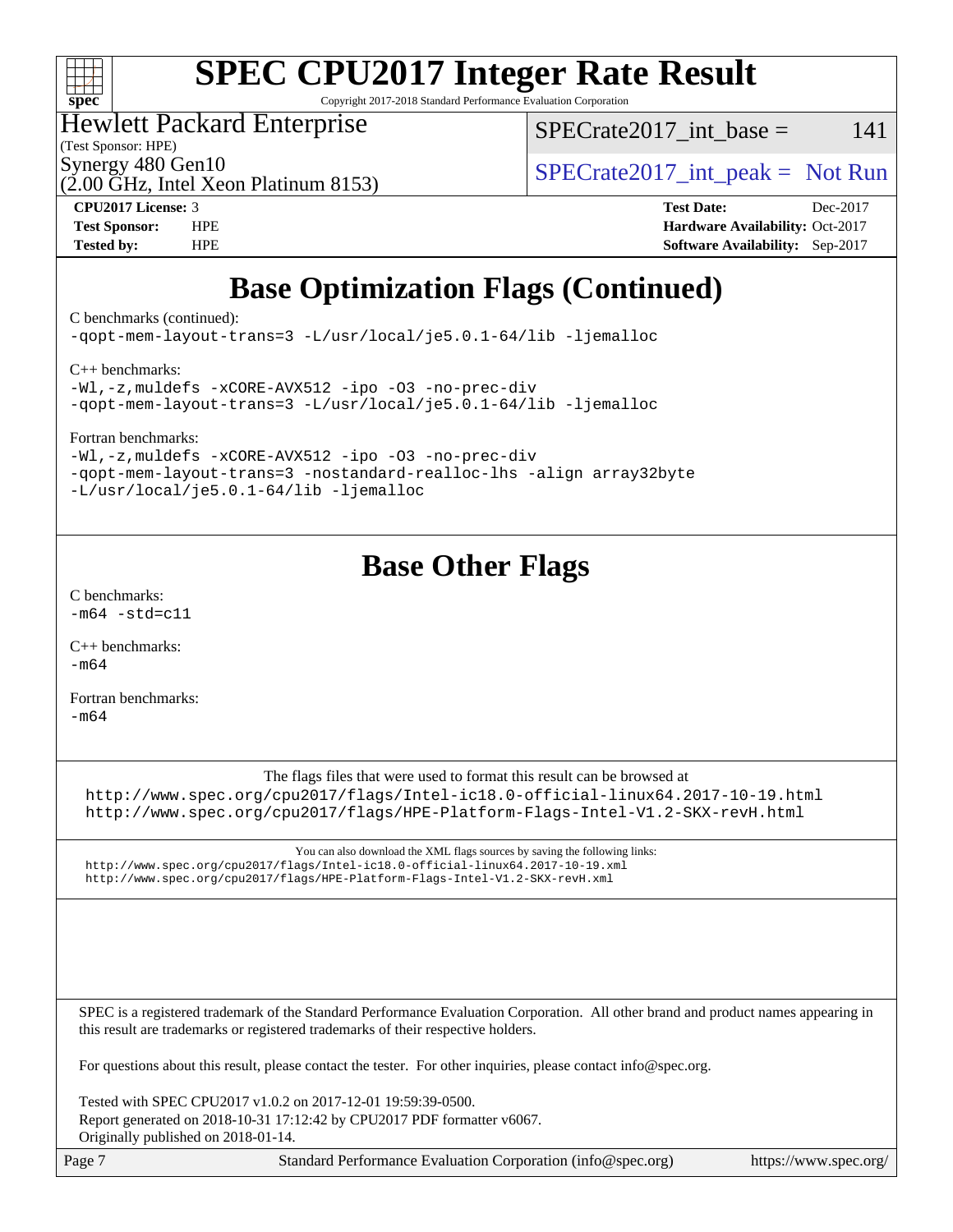# Base Optimization Flags (Continued)

C benchmarks (continued):
-qopt-mem-layout-trans=3 -L/usr/local/je5.0.1-64/lib -ljemalloc

C++ benchmarks:
-Wl,-z,muldefs -xCORE-AVX512 -ipo -O3 -no-prec-div
-qopt-mem-layout-trans=3 -L/usr/local/je5.0.1-64/lib -ljemalloc

Fortran benchmarks:
-Wl,-z,muldefs -xCORE-AVX512 -ipo -O3 -no-prec-div
-qopt-mem-layout-trans=3 -nostandard-realloc-lhs -align array32byte
-L/usr/local/je5.0.1-64/lib -ljemalloc

# Base Other Flags

C benchmarks:
-m64 -std=c11

C++ benchmarks:
-m64

Fortran benchmarks:
-m64

The flags files that were used to format this result can be browsed at
http://www.spec.org/cpu2017/flags/Intel-ic18.0-official-linux64.2017-10-19.html
http://www.spec.org/cpu2017/flags/HPE-Platform-Flags-Intel-V1.2-SKX-revH.html

You can also download the XML flags sources by saving the following links:
http://www.spec.org/cpu2017/flags/Intel-ic18.0-official-linux64.2017-10-19.xml
http://www.spec.org/cpu2017/flags/HPE-Platform-Flags-Intel-V1.2-SKX-revH.xml

SPEC is a registered trademark of the Standard Performance Evaluation Corporation. All other brand and product names appearing in this result are trademarks or registered trademarks of their respective holders.

For questions about this result, please contact the tester. For other inquiries, please contact info@spec.org.

Tested with SPEC CPU2017 v1.0.2 on 2017-12-01 19:59:39-0500.
Report generated on 2018-10-31 17:12:42 by CPU2017 PDF formatter v6067.
Originally published on 2018-01-14.